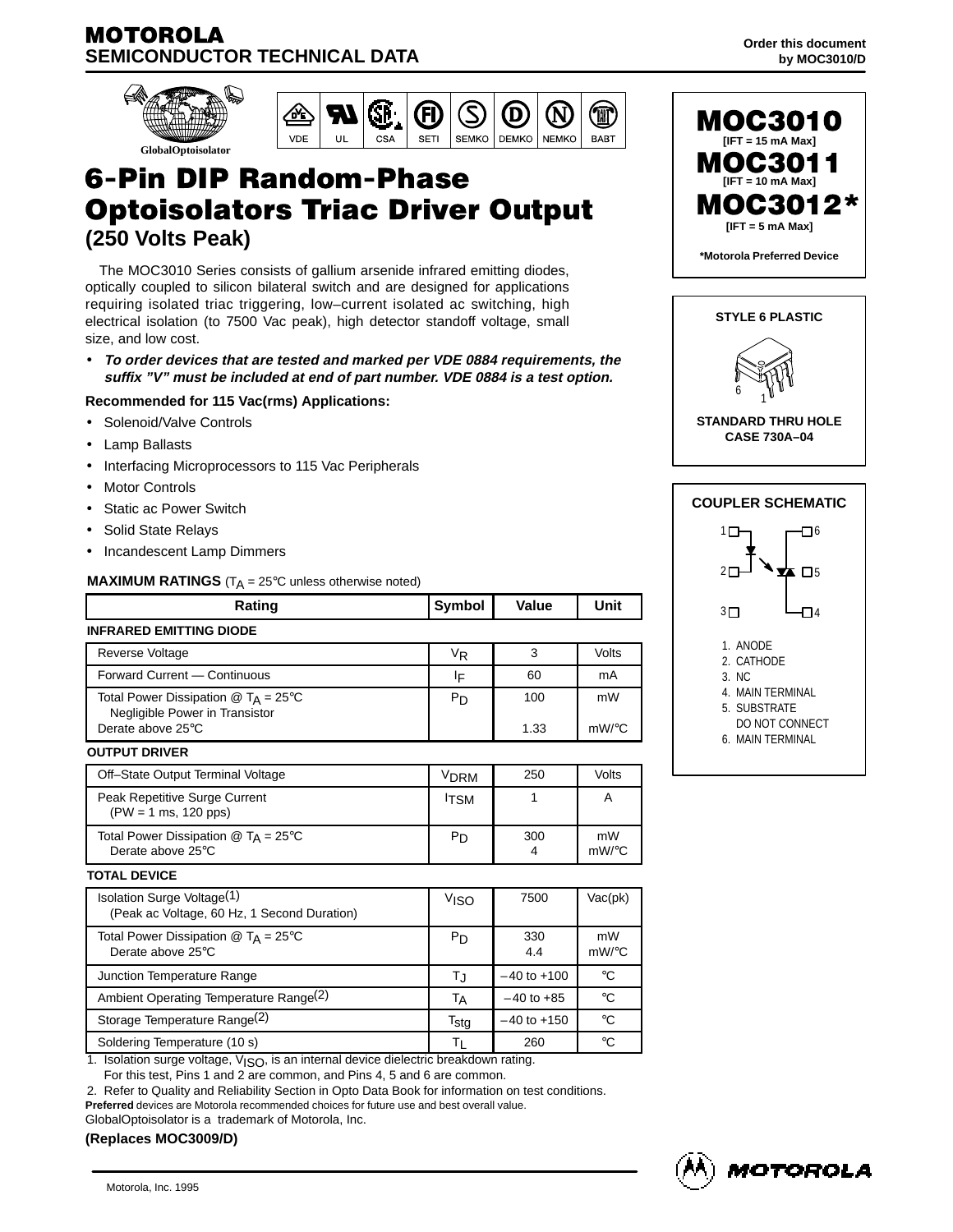# MOTOROLA
## SEMICONDUCTOR TECHNICAL DATA

Order this document by MOC3010/D

GlobalOptoisolator

VDE UL CSA SETI SEMKO DEMKO NEMKO BABT

# 6-Pin DIP Random-Phase Optoisolators Triac Driver Output
## (250 Volts Peak)

**MOC3010** [IFT = 15 mA Max]
**MOC3011** [IFT = 10 mA Max]
**MOC3012*** [IFT = 5 mA Max]

*Motorola Preferred Device

The MOC3010 Series consists of gallium arsenide infrared emitting diodes, optically coupled to silicon bilateral switch and are designed for applications requiring isolated triac triggering, low–current isolated ac switching, high electrical isolation (to 7500 Vac peak), high detector standoff voltage, small size, and low cost.

- ***To order devices that are tested and marked per VDE 0884 requirements, the suffix "V" must be included at end of part number. VDE 0884 is a test option.***

**Recommended for 115 Vac(rms) Applications:**

- Solenoid/Valve Controls
- Lamp Ballasts
- Interfacing Microprocessors to 115 Vac Peripherals
- Motor Controls
- Static ac Power Switch
- Solid State Relays
- Incandescent Lamp Dimmers

STYLE 6 PLASTIC

STANDARD THRU HOLE
CASE 730A–04

COUPLER SCHEMATIC

1. ANODE
2. CATHODE
3. NC
4. MAIN TERMINAL
5. SUBSTRATE DO NOT CONNECT
6. MAIN TERMINAL

**MAXIMUM RATINGS** ($T_A$ = 25°C unless otherwise noted)

| Rating | Symbol | Value | Unit |
|---|---|---|---|
| **INFRARED EMITTING DIODE** | | | |
| Reverse Voltage | $V_R$ | 3 | Volts |
| Forward Current — Continuous | $I_F$ | 60 | mA |
| Total Power Dissipation @ $T_A$ = 25°C Negligible Power in Transistor | $P_D$ | 100 | mW |
| Derate above 25°C | | 1.33 | mW/°C |
| **OUTPUT DRIVER** | | | |
| Off–State Output Terminal Voltage | $V_{DRM}$ | 250 | Volts |
| Peak Repetitive Surge Current (PW = 1 ms, 120 pps) | $I_{TSM}$ | 1 | A |
| Total Power Dissipation @ $T_A$ = 25°C | $P_D$ | 300 | mW |
| Derate above 25°C | | 4 | mW/°C |
| **TOTAL DEVICE** | | | |
| Isolation Surge Voltage(1) (Peak ac Voltage, 60 Hz, 1 Second Duration) | $V_{ISO}$ | 7500 | Vac(pk) |
| Total Power Dissipation @ $T_A$ = 25°C | $P_D$ | 330 | mW |
| Derate above 25°C | | 4.4 | mW/°C |
| Junction Temperature Range | $T_J$ | –40 to +100 | °C |
| Ambient Operating Temperature Range(2) | $T_A$ | –40 to +85 | °C |
| Storage Temperature Range(2) | $T_{stg}$ | –40 to +150 | °C |
| Soldering Temperature (10 s) | $T_L$ | 260 | °C |

1. Isolation surge voltage, $V_{ISO}$, is an internal device dielectric breakdown rating. For this test, Pins 1 and 2 are common, and Pins 4, 5 and 6 are common.
2. Refer to Quality and Reliability Section in Opto Data Book for information on test conditions.

**Preferred** devices are Motorola recommended choices for future use and best overall value.
GlobalOptoisolator is a trademark of Motorola, Inc.

**(Replaces MOC3009/D)**

Motorola, Inc. 1995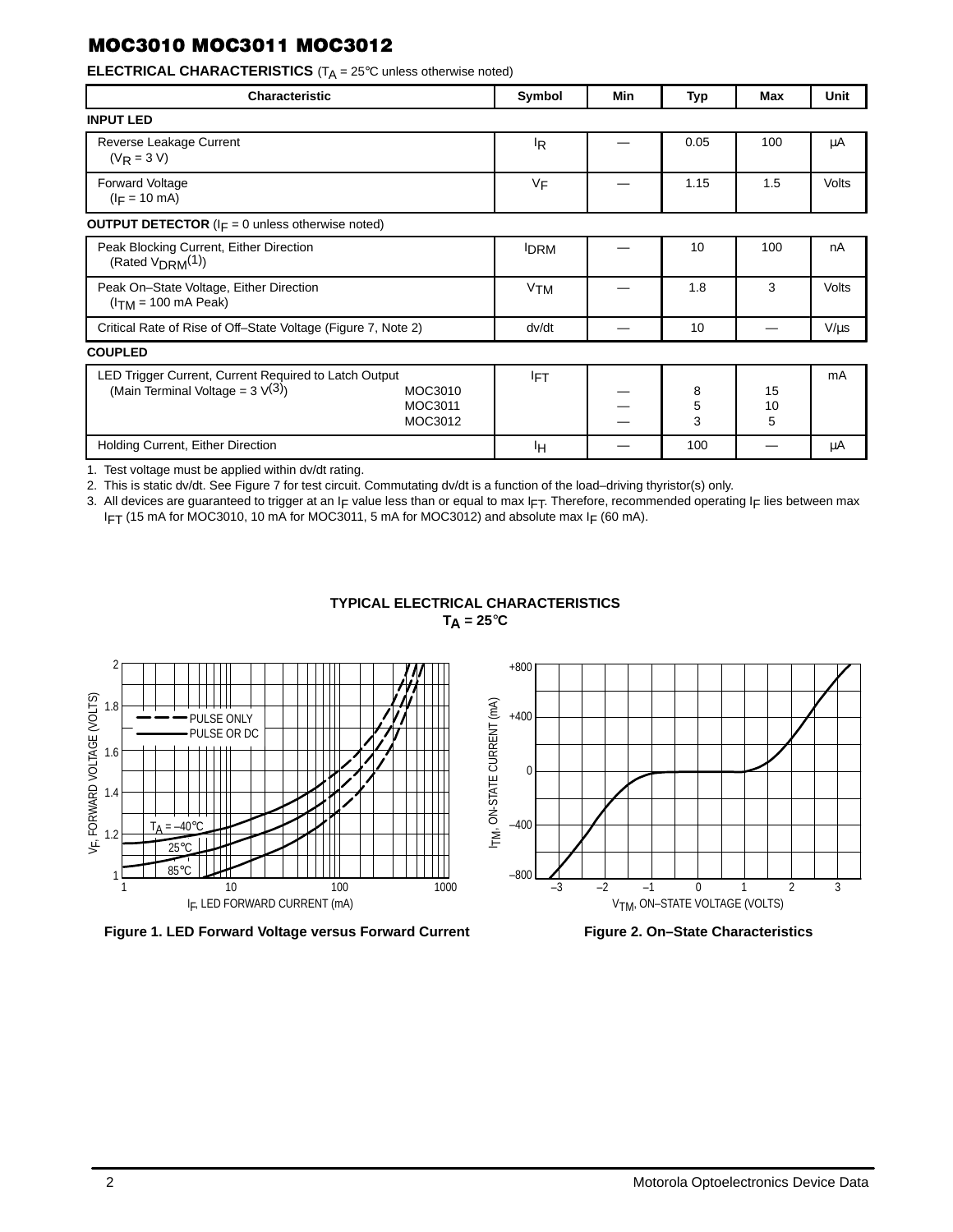# MOC3010 MOC3011 MOC3012

**ELECTRICAL CHARACTERISTICS** ($T_A$ = 25°C unless otherwise noted)

| Characteristic | | Symbol | Min | Typ | Max | Unit |
|---|---|---|---|---|---|---|
| **INPUT LED** | | | | | | |
| Reverse Leakage Current ($V_R$ = 3 V) | | $I_R$ | — | 0.05 | 100 | μA |
| Forward Voltage ($I_F$ = 10 mA) | | $V_F$ | — | 1.15 | 1.5 | Volts |
| **OUTPUT DETECTOR** ($I_F$ = 0 unless otherwise noted) | | | | | | |
| Peak Blocking Current, Either Direction (Rated $V_{DRM}$(1)) | | $I_{DRM}$ | — | 10 | 100 | nA |
| Peak On–State Voltage, Either Direction ($I_{TM}$ = 100 mA Peak) | | $V_{TM}$ | — | 1.8 | 3 | Volts |
| Critical Rate of Rise of Off–State Voltage (Figure 7, Note 2) | | dv/dt | — | 10 | — | V/μs |
| **COUPLED** | | | | | | |
| LED Trigger Current, Current Required to Latch Output (Main Terminal Voltage = 3 V(3)) | MOC3010 | $I_{FT}$ | — | 8 | 15 | mA |
| | MOC3011 | | — | 5 | 10 | |
| | MOC3012 | | — | 3 | 5 | |
| Holding Current, Either Direction | | $I_H$ | — | 100 | — | μA |

1. Test voltage must be applied within dv/dt rating.
2. This is static dv/dt. See Figure 7 for test circuit. Commutating dv/dt is a function of the load–driving thyristor(s) only.
3. All devices are guaranteed to trigger at an $I_F$ value less than or equal to max $I_{FT}$. Therefore, recommended operating $I_F$ lies between max $I_{FT}$ (15 mA for MOC3010, 10 mA for MOC3011, 5 mA for MOC3012) and absolute max $I_F$ (60 mA).

## TYPICAL ELECTRICAL CHARACTERISTICS
## $T_A$ = 25°C

**Figure 1. LED Forward Voltage versus Forward Current**

**Figure 2. On–State Characteristics**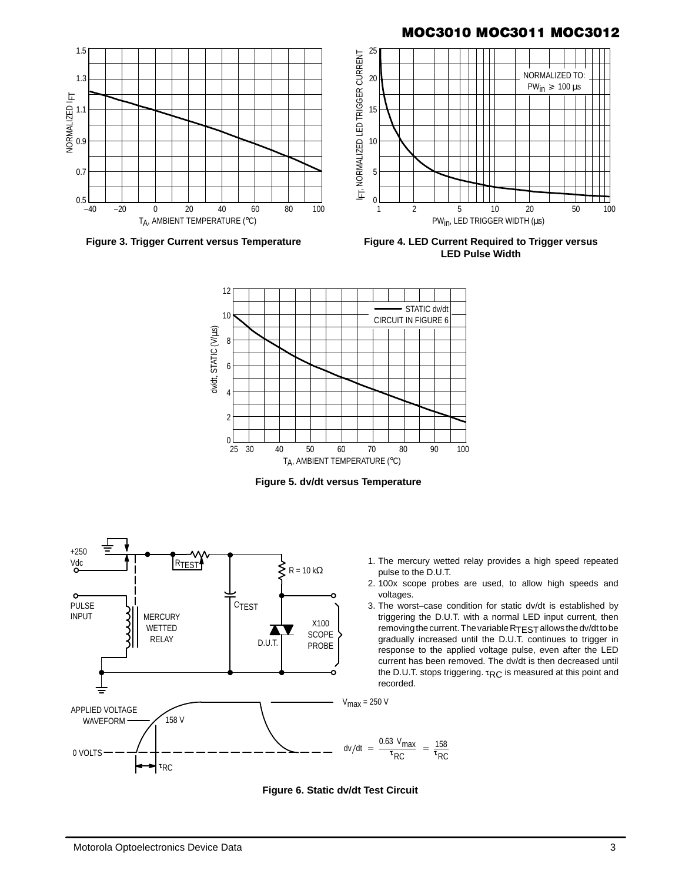Figure 3. Trigger Current versus Temperature

Figure 4. LED Current Required to Trigger versus LED Pulse Width

Figure 5. dv/dt versus Temperature

1. The mercury wetted relay provides a high speed repeated pulse to the D.U.T.
2. 100x scope probes are used, to allow high speeds and voltages.
3. The worst–case condition for static dv/dt is established by triggering the D.U.T. with a normal LED input current, then removing the current. The variable $R_{TEST}$ allows the dv/dt to be gradually increased until the D.U.T. continues to trigger in response to the applied voltage pulse, even after the LED current has been removed. The dv/dt is then decreased until the D.U.T. stops triggering. $\tau_{RC}$ is measured at this point and recorded.

$$dv/dt = \frac{0.63\ V_{max}}{\tau_{RC}} = \frac{158}{\tau_{RC}}$$

Figure 6. Static dv/dt Test Circuit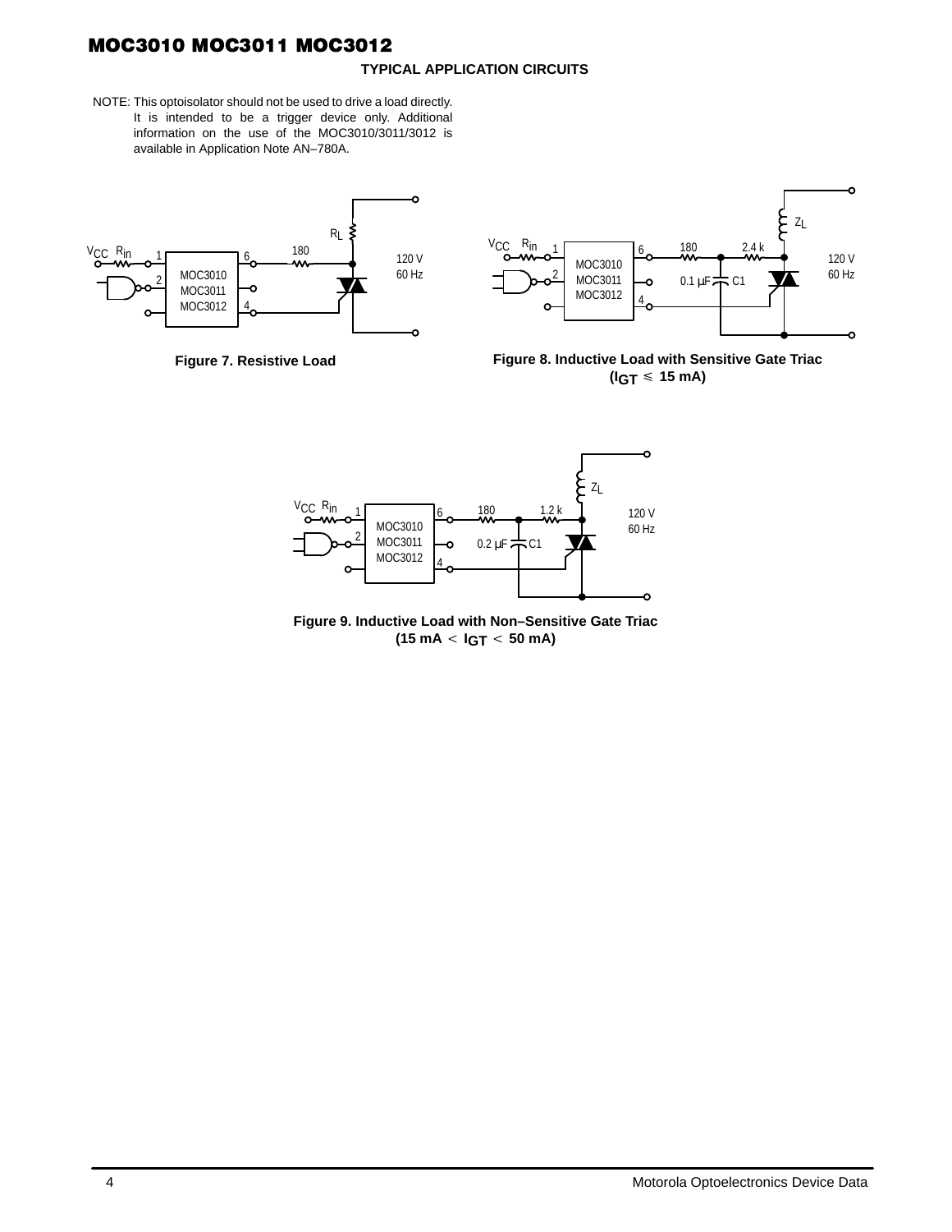## TYPICAL APPLICATION CIRCUITS

NOTE: This optoisolator should not be used to drive a load directly. It is intended to be a trigger device only. Additional information on the use of the MOC3010/3011/3012 is available in Application Note AN–780A.

Figure 7. Resistive Load

Figure 8. Inductive Load with Sensitive Gate Triac ($I_{GT} \leqslant$ 15 mA)

Figure 9. Inductive Load with Non–Sensitive Gate Triac (15 mA $< I_{GT} <$ 50 mA)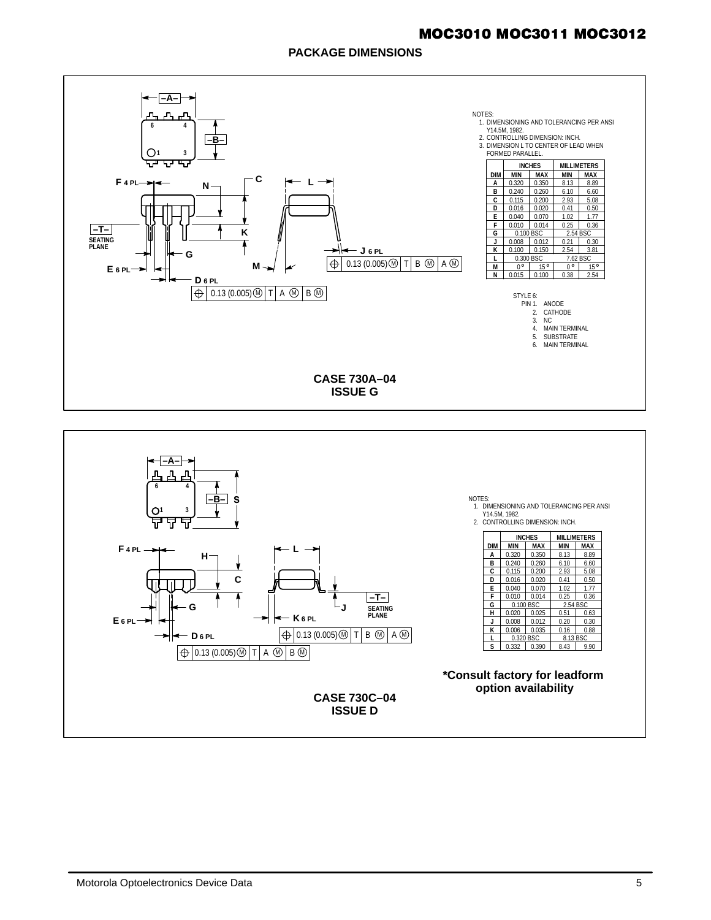## PACKAGE DIMENSIONS

NOTES:
1. DIMENSIONING AND TOLERANCING PER ANSI Y14.5M, 1982.
2. CONTROLLING DIMENSION: INCH.
3. DIMENSION L TO CENTER OF LEAD WHEN FORMED PARALLEL.

| DIM | INCHES MIN | INCHES MAX | MILLIMETERS MIN | MILLIMETERS MAX |
|---|---|---|---|---|
| A | 0.320 | 0.350 | 8.13 | 8.89 |
| B | 0.240 | 0.260 | 6.10 | 6.60 |
| C | 0.115 | 0.200 | 2.93 | 5.08 |
| D | 0.016 | 0.020 | 0.41 | 0.50 |
| E | 0.040 | 0.070 | 1.02 | 1.77 |
| F | 0.010 | 0.014 | 0.25 | 0.36 |
| G | 0.100 BSC | | 2.54 BSC | |
| J | 0.008 | 0.012 | 0.21 | 0.30 |
| K | 0.100 | 0.150 | 2.54 | 3.81 |
| L | 0.300 BSC | | 7.62 BSC | |
| M | 0° | 15° | 0° | 15° |
| N | 0.015 | 0.100 | 0.38 | 2.54 |

STYLE 6:
PIN 1. ANODE
2. CATHODE
3. NC
4. MAIN TERMINAL
5. SUBSTRATE
6. MAIN TERMINAL

**CASE 730A–04**
**ISSUE G**

NOTES:
1. DIMENSIONING AND TOLERANCING PER ANSI Y14.5M, 1982.
2. CONTROLLING DIMENSION: INCH.

| DIM | INCHES MIN | INCHES MAX | MILLIMETERS MIN | MILLIMETERS MAX |
|---|---|---|---|---|
| A | 0.320 | 0.350 | 8.13 | 8.89 |
| B | 0.240 | 0.260 | 6.10 | 6.60 |
| C | 0.115 | 0.200 | 2.93 | 5.08 |
| D | 0.016 | 0.020 | 0.41 | 0.50 |
| E | 0.040 | 0.070 | 1.02 | 1.77 |
| F | 0.010 | 0.014 | 0.25 | 0.36 |
| G | 0.100 BSC | | 2.54 BSC | |
| H | 0.020 | 0.025 | 0.51 | 0.63 |
| J | 0.008 | 0.012 | 0.20 | 0.30 |
| K | 0.006 | 0.035 | 0.16 | 0.88 |
| L | 0.320 BSC | | 8.13 BSC | |
| S | 0.332 | 0.390 | 8.43 | 9.90 |

**\*Consult factory for leadform option availability**

**CASE 730C–04**
**ISSUE D**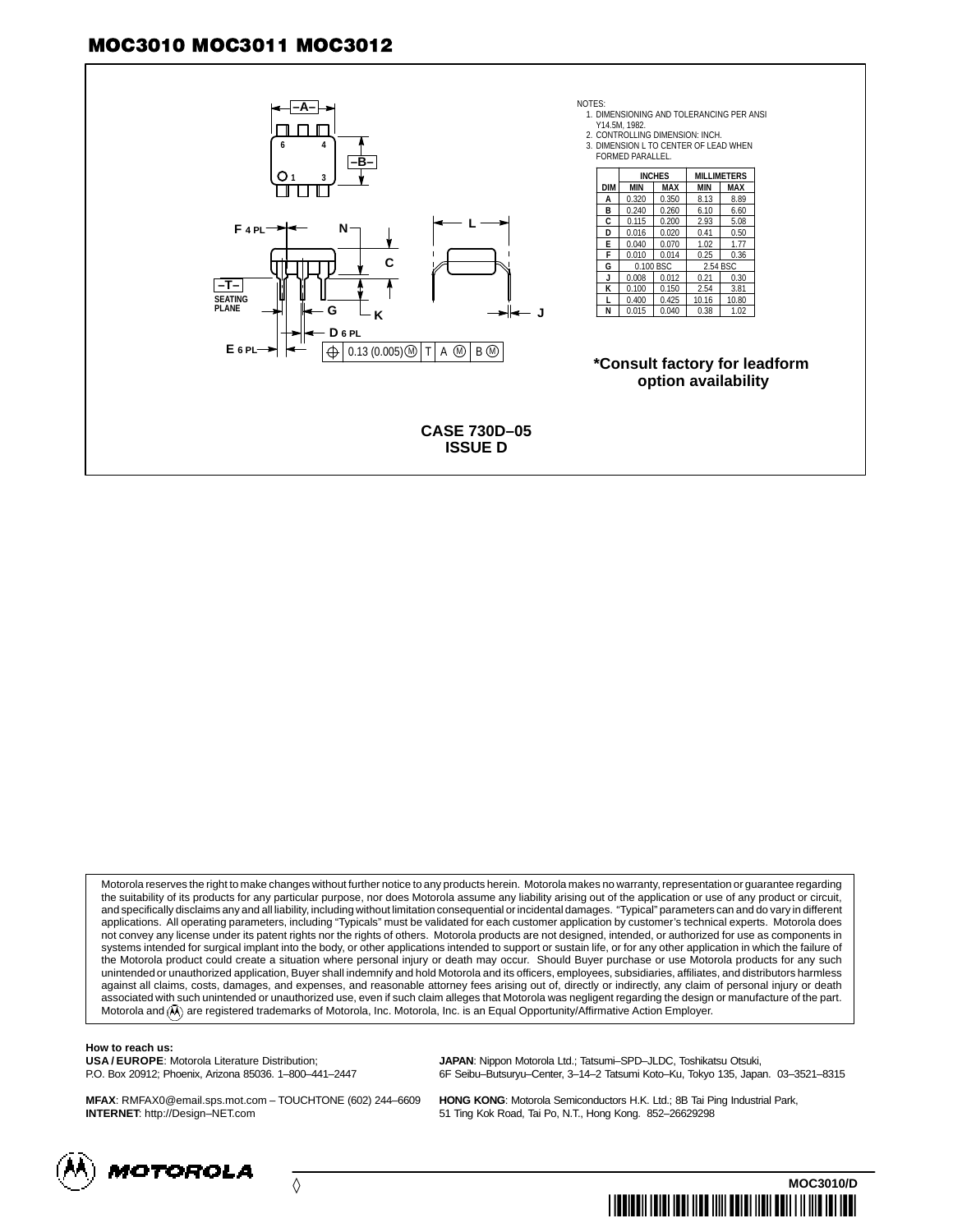NOTES:
1. DIMENSIONING AND TOLERANCING PER ANSI Y14.5M, 1982.
2. CONTROLLING DIMENSION: INCH.
3. DIMENSION L TO CENTER OF LEAD WHEN FORMED PARALLEL.

| DIM | INCHES MIN | INCHES MAX | MILLIMETERS MIN | MILLIMETERS MAX |
|---|---|---|---|---|
| A | 0.320 | 0.350 | 8.13 | 8.89 |
| B | 0.240 | 0.260 | 6.10 | 6.60 |
| C | 0.115 | 0.200 | 2.93 | 5.08 |
| D | 0.016 | 0.020 | 0.41 | 0.50 |
| E | 0.040 | 0.070 | 1.02 | 1.77 |
| F | 0.010 | 0.014 | 0.25 | 0.36 |
| G | 0.100 BSC | | 2.54 BSC | |
| J | 0.008 | 0.012 | 0.21 | 0.30 |
| K | 0.100 | 0.150 | 2.54 | 3.81 |
| L | 0.400 | 0.425 | 10.16 | 10.80 |
| N | 0.015 | 0.040 | 0.38 | 1.02 |

**\*Consult factory for leadform option availability**

**CASE 730D–05**
**ISSUE D**

Motorola reserves the right to make changes without further notice to any products herein. Motorola makes no warranty, representation or guarantee regarding the suitability of its products for any particular purpose, nor does Motorola assume any liability arising out of the application or use of any product or circuit, and specifically disclaims any and all liability, including without limitation consequential or incidental damages. "Typical" parameters can and do vary in different applications. All operating parameters, including "Typicals" must be validated for each customer application by customer's technical experts. Motorola does not convey any license under its patent rights nor the rights of others. Motorola products are not designed, intended, or authorized for use as components in systems intended for surgical implant into the body, or other applications intended to support or sustain life, or for any other application in which the failure of the Motorola product could create a situation where personal injury or death may occur. Should Buyer purchase or use Motorola products for any such unintended or unauthorized application, Buyer shall indemnify and hold Motorola and its officers, employees, subsidiaries, affiliates, and distributors harmless against all claims, costs, damages, and expenses, and reasonable attorney fees arising out of, directly or indirectly, any claim of personal injury or death associated with such unintended or unauthorized use, even if such claim alleges that Motorola was negligent regarding the design or manufacture of the part. Motorola and Ⓜ are registered trademarks of Motorola, Inc. Motorola, Inc. is an Equal Opportunity/Affirmative Action Employer.

**How to reach us:**
**USA / EUROPE**: Motorola Literature Distribution;
P.O. Box 20912; Phoenix, Arizona 85036. 1–800–441–2447

**MFAX**: RMFAX0@email.sps.mot.com – TOUCHTONE (602) 244–6609
**INTERNET**: http://Design–NET.com

**JAPAN**: Nippon Motorola Ltd.; Tatsumi–SPD–JLDC, Toshikatsu Otsuki,
6F Seibu–Butsuryu–Center, 3–14–2 Tatsumi Koto–Ku, Tokyo 135, Japan. 03–3521–8315

**HONG KONG**: Motorola Semiconductors H.K. Ltd.; 8B Tai Ping Industrial Park,
51 Ting Kok Road, Tai Po, N.T., Hong Kong. 852–26629298

**MOC3010/D**